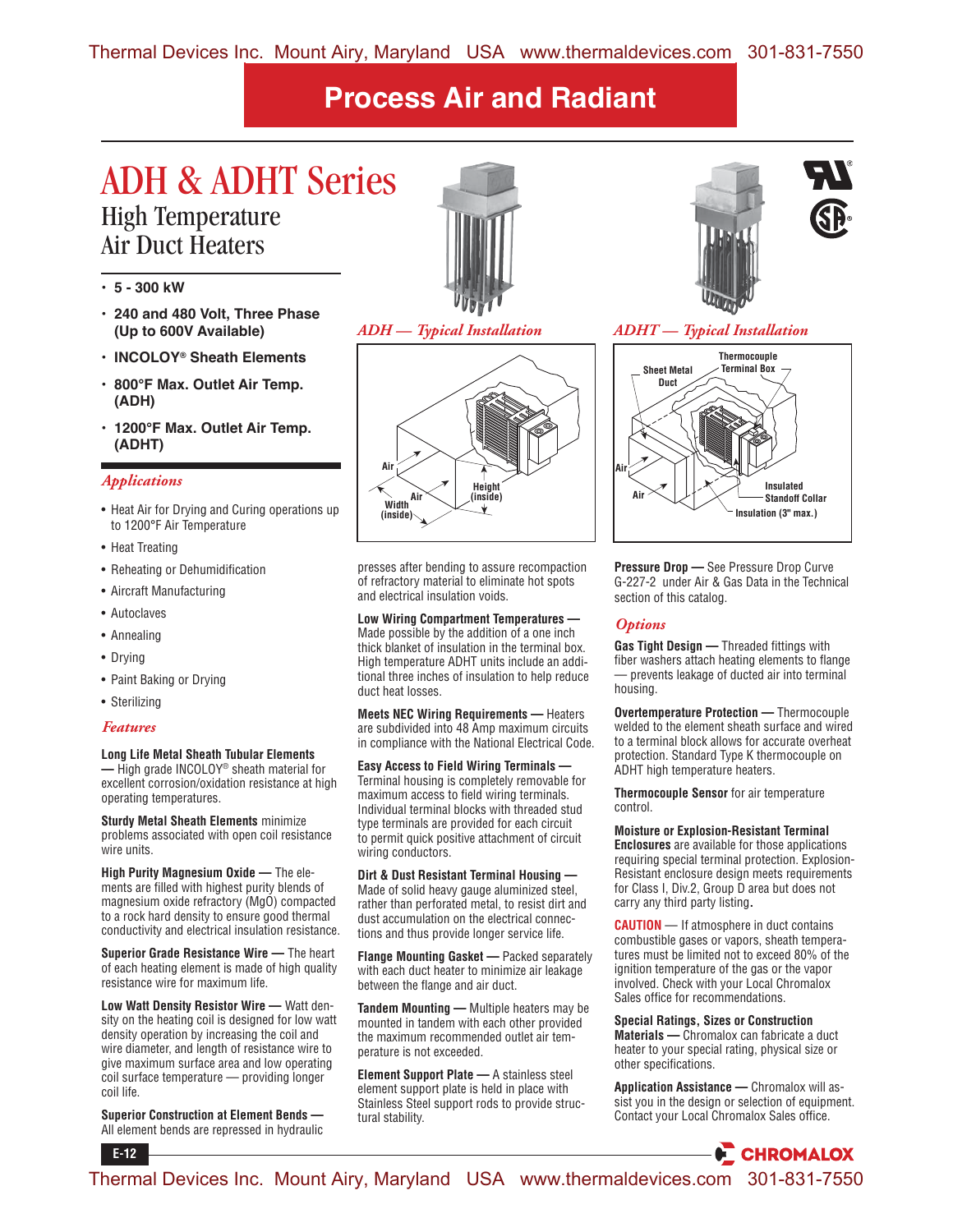# Process Air and Radiant

# ADH & ADHT Series

## High Temperature Air Duct Heaters

- 5 - 300 kW
- 240 and 480 Volt, Three Phase (Up to 600V Available)
- INCOLOY® Sheath Elements
- 800°F Max. Outlet Air Temp. (ADH)
- 1200°F Max. Outlet Air Temp. (ADHT)

*ADH — Typical Installation*

Air
Air
Width (inside)
Height (inside)

*ADHT — Typical Installation*

Sheet Metal Duct
Thermocouple Terminal Box
Air
Air
Insulated Standoff Collar
Insulation (3" max.)

### *Applications*

- Heat Air for Drying and Curing operations up to 1200°F Air Temperature
- Heat Treating
- Reheating or Dehumidification
- Aircraft Manufacturing
- Autoclaves
- Annealing
- Drying
- Paint Baking or Drying
- Sterilizing

### *Features*

**Long Life Metal Sheath Tubular Elements** — High grade INCOLOY® sheath material for excellent corrosion/oxidation resistance at high operating temperatures.

**Sturdy Metal Sheath Elements** minimize problems associated with open coil resistance wire units.

**High Purity Magnesium Oxide** — The elements are filled with highest purity blends of magnesium oxide refractory (MgO) compacted to a rock hard density to ensure good thermal conductivity and electrical insulation resistance.

**Superior Grade Resistance Wire** — The heart of each heating element is made of high quality resistance wire for maximum life.

**Low Watt Density Resistor Wire** — Watt density on the heating coil is designed for low watt density operation by increasing the coil and wire diameter, and length of resistance wire to give maximum surface area and low operating coil surface temperature — providing longer coil life.

**Superior Construction at Element Bends** — All element bends are repressed in hydraulic presses after bending to assure recompaction of refractory material to eliminate hot spots and electrical insulation voids.

**Low Wiring Compartment Temperatures** — Made possible by the addition of a one inch thick blanket of insulation in the terminal box. High temperature ADHT units include an additional three inches of insulation to help reduce duct heat losses.

**Meets NEC Wiring Requirements** — Heaters are subdivided into 48 Amp maximum circuits in compliance with the National Electrical Code.

**Easy Access to Field Wiring Terminals** — Terminal housing is completely removable for maximum access to field wiring terminals. Individual terminal blocks with threaded stud type terminals are provided for each circuit to permit quick positive attachment of circuit wiring conductors.

**Dirt & Dust Resistant Terminal Housing** — Made of solid heavy gauge aluminized steel, rather than perforated metal, to resist dirt and dust accumulation on the electrical connections and thus provide longer service life.

**Flange Mounting Gasket** — Packed separately with each duct heater to minimize air leakage between the flange and air duct.

**Tandem Mounting** — Multiple heaters may be mounted in tandem with each other provided the maximum recommended outlet air temperature is not exceeded.

**Element Support Plate** — A stainless steel element support plate is held in place with Stainless Steel support rods to provide structural stability.

**Pressure Drop** — See Pressure Drop Curve G-227-2 under Air & Gas Data in the Technical section of this catalog.

### *Options*

**Gas Tight Design** — Threaded fittings with fiber washers attach heating elements to flange — prevents leakage of ducted air into terminal housing.

**Overtemperature Protection** — Thermocouple welded to the element sheath surface and wired to a terminal block allows for accurate overheat protection. Standard Type K thermocouple on ADHT high temperature heaters.

**Thermocouple Sensor** for air temperature control.

**Moisture or Explosion-Resistant Terminal Enclosures** are available for those applications requiring special terminal protection. Explosion-Resistant enclosure design meets requirements for Class I, Div.2, Group D area but does not carry any third party listing.

**CAUTION** — If atmosphere in duct contains combustible gases or vapors, sheath temperatures must be limited not to exceed 80% of the ignition temperature of the gas or the vapor involved. Check with your Local Chromalox Sales office for recommendations.

**Special Ratings, Sizes or Construction Materials** — Chromalox can fabricate a duct heater to your special rating, physical size or other specifications.

**Application Assistance** — Chromalox will assist you in the design or selection of equipment. Contact your Local Chromalox Sales office.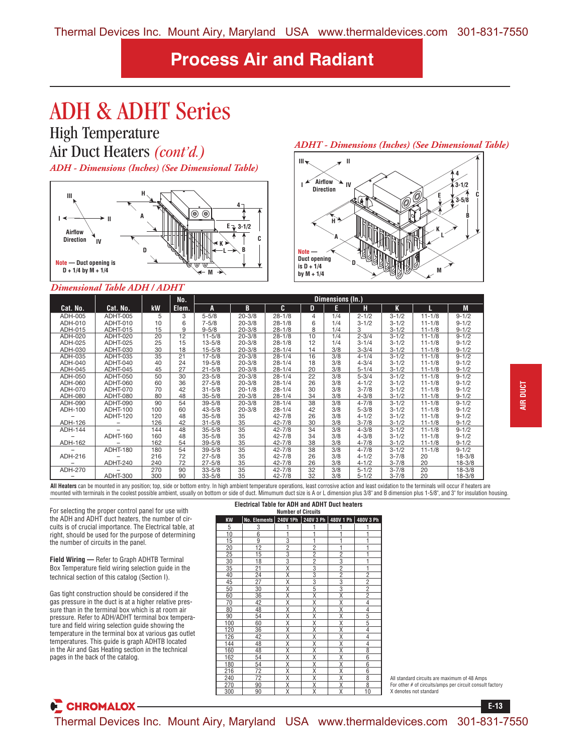## Process Air and Radiant

# ADH & ADHT Series

## High Temperature Air Duct Heaters *(cont'd.)*

*ADH - Dimensions (Inches) (See Dimensional Table)*

Note — Duct opening is D + 1/4 by M + 1/4

*ADHT - Dimensions (Inches) (See Dimensional Table)*

Note — Duct opening is D + 1/4 by M + 1/4

*Dimensional Table ADH / ADHT*

| Cat. No. | Cat. No. | kW | No. Elem. | A | B | C | D | E | H | K | L | M |
|---|---|---|---|---|---|---|---|---|---|---|---|---|
| ADH-005 | ADHT-005 | 5 | 3 | 5-5/8 | 20-3/8 | 28-1/8 | 4 | 1/4 | 2-1/2 | 3-1/2 | 11-1/8 | 9-1/2 |
| ADH-010 | ADHT-010 | 10 | 6 | 7-5/8 | 20-3/8 | 28-1/8 | 6 | 1/4 | 3-1/2 | 3-1/2 | 11-1/8 | 9-1/2 |
| ADH-015 | ADHT-015 | 15 | 9 | 9-5/8 | 20-3/8 | 28-1/8 | 8 | 1/4 | 3 | 3-1/2 | 11-1/8 | 9-1/2 |
| ADH-020 | ADHT-020 | 20 | 12 | 11-5/8 | 20-3/8 | 28-1/8 | 10 | 1/4 | 2-3/4 | 3-1/2 | 11-1/8 | 9-1/2 |
| ADH-025 | ADHT-025 | 25 | 15 | 13-5/8 | 20-3/8 | 28-1/8 | 12 | 1/4 | 3-1/4 | 3-1/2 | 11-1/8 | 9-1/2 |
| ADH-030 | ADHT-030 | 30 | 18 | 15-5/8 | 20-3/8 | 28-1/4 | 14 | 3/8 | 3-3/4 | 3-1/2 | 11-1/8 | 9-1/2 |
| ADH-035 | ADHT-035 | 35 | 21 | 17-5/8 | 20-3/8 | 28-1/4 | 16 | 3/8 | 4-1/4 | 3-1/2 | 11-1/8 | 9-1/2 |
| ADH-040 | ADHT-040 | 40 | 24 | 19-5/8 | 20-3/8 | 28-1/4 | 18 | 3/8 | 4-3/4 | 3-1/2 | 11-1/8 | 9-1/2 |
| ADH-045 | ADHT-045 | 45 | 27 | 21-5/8 | 20-3/8 | 28-1/4 | 20 | 3/8 | 5-1/4 | 3-1/2 | 11-1/8 | 9-1/2 |
| ADH-050 | ADHT-050 | 50 | 30 | 23-5/8 | 20-3/8 | 28-1/4 | 22 | 3/8 | 5-3/4 | 3-1/2 | 11-1/8 | 9-1/2 |
| ADH-060 | ADHT-060 | 60 | 36 | 27-5/8 | 20-3/8 | 28-1/4 | 26 | 3/8 | 4-1/2 | 3-1/2 | 11-1/8 | 9-1/2 |
| ADH-070 | ADHT-070 | 70 | 42 | 31-5/8 | 20-1/8 | 28-1/4 | 30 | 3/8 | 3-7/8 | 3-1/2 | 11-1/8 | 9-1/2 |
| ADH-080 | ADHT-080 | 80 | 48 | 35-5/8 | 20-3/8 | 28-1/4 | 34 | 3/8 | 4-3/8 | 3-1/2 | 11-1/8 | 9-1/2 |
| ADH-090 | ADHT-090 | 90 | 54 | 39-5/8 | 20-3/8 | 28-1/4 | 38 | 3/8 | 4-7/8 | 3-1/2 | 11-1/8 | 9-1/2 |
| ADH-100 | ADHT-100 | 100 | 60 | 43-5/8 | 20-3/8 | 28-1/4 | 42 | 3/8 | 5-3/8 | 3-1/2 | 11-1/8 | 9-1/2 |
| – | ADHT-120 | 120 | 48 | 35-5/8 | 35 | 42-7/8 | 26 | 3/8 | 4-1/2 | 3-1/2 | 11-1/8 | 9-1/2 |
| ADH-126 | – | 126 | 42 | 31-5/8 | 35 | 42-7/8 | 30 | 3/8 | 3-7/8 | 3-1/2 | 11-1/8 | 9-1/2 |
| ADH-144 | – | 144 | 48 | 35-5/8 | 35 | 42-7/8 | 34 | 3/8 | 4-3/8 | 3-1/2 | 11-1/8 | 9-1/2 |
| – | ADHT-160 | 160 | 48 | 35-5/8 | 35 | 42-7/8 | 34 | 3/8 | 4-3/8 | 3-1/2 | 11-1/8 | 9-1/2 |
| ADH-162 | – | 162 | 54 | 39-5/8 | 35 | 42-7/8 | 38 | 3/8 | 4-7/8 | 3-1/2 | 11-1/8 | 9-1/2 |
| – | ADHT-180 | 180 | 54 | 39-5/8 | 35 | 42-7/8 | 38 | 3/8 | 4-7/8 | 3-1/2 | 11-1/8 | 9-1/2 |
| ADH-216 | – | 216 | 72 | 27-5/8 | 35 | 42-7/8 | 26 | 3/8 | 4-1/2 | 3-7/8 | 20 | 18-3/8 |
| – | ADHT-240 | 240 | 72 | 27-5/8 | 35 | 42-7/8 | 26 | 3/8 | 4-1/2 | 3-7/8 | 20 | 18-3/8 |
| ADH-270 | – | 270 | 90 | 33-5/8 | 35 | 42-7/8 | 32 | 3/8 | 5-1/2 | 3-7/8 | 20 | 18-3/8 |
| – | ADHT-300 | 300 | 90 | 33-5/8 | 35 | 42-7/8 | 32 | 3/8 | 5-1/2 | 3-7/8 | 20 | 18-3/8 |

**All Heaters** can be mounted in any position; top, side or bottom entry. In high ambient temperature operations, least corrosive action and least oxidation to the terminals will occur if heaters are mounted with terminals in the coolest possible ambient, usually on bottom or side of duct. Mimumum duct size is A or L dimension plus 3/8" and B dimension plus 1-5/8", and 3" for insulation housing.

For selecting the proper control panel for use with the ADH and ADHT duct heaters, the number of circuits is of crucial importance. The Electrical table, at right, should be used for the purpose of determining the number of circuits in the panel.

**Field Wiring —** Refer to Graph ADHTB Terminal Box Temperature field wiring selection guide in the technical section of this catalog (Section I).

Gas tight construction should be considered if the gas pressure in the duct is at a higher relative pressure than in the terminal box which is at room air pressure. Refer to ADH/ADHT terminal box temperature and field wiring selection guide showing the temperature in the terminal box at various gas outlet temperatures. This guide is graph ADHTB located in the Air and Gas Heating section in the technical pages in the back of the catalog.

**Electrical Table for ADH and ADHT Duct heaters**

| KW | No. Elements | 240V 1Ph | 240V 3 Ph | 480V 1 Ph | 480V 3 Ph |
|---|---|---|---|---|---|
| | | Number of Circuits | | | |
| 5 | 3 | 1 | 1 | 1 | 1 |
| 10 | 6 | 1 | 1 | 1 | 1 |
| 15 | 9 | 3 | 1 | 1 | 1 |
| 20 | 12 | 2 | 2 | 1 | 1 |
| 25 | 15 | 3 | 2 | 2 | 1 |
| 30 | 18 | 3 | 2 | 3 | 1 |
| 35 | 21 | X | 3 | 2 | 1 |
| 40 | 24 | X | 3 | 2 | 2 |
| 45 | 27 | X | 3 | 3 | 2 |
| 50 | 30 | X | 5 | 3 | 2 |
| 60 | 36 | X | X | X | 2 |
| 70 | 42 | X | X | X | 4 |
| 80 | 48 | X | X | X | 4 |
| 90 | 54 | X | X | X | 5 |
| 100 | 60 | X | X | X | 5 |
| 120 | 36 | X | X | X | 4 |
| 126 | 42 | X | X | X | 4 |
| 144 | 48 | X | X | X | 4 |
| 160 | 48 | X | X | X | 8 |
| 162 | 54 | X | X | X | 6 |
| 180 | 54 | X | X | X | 6 |
| 216 | 72 | X | X | X | 6 |
| 240 | 72 | X | X | X | 8 |
| 270 | 90 | X | X | X | 8 |
| 300 | 90 | X | X | X | 10 |

All standard circuits are maximum of 48 Amps
For other # of circuits/amps per circuit consult factory
X denotes not standard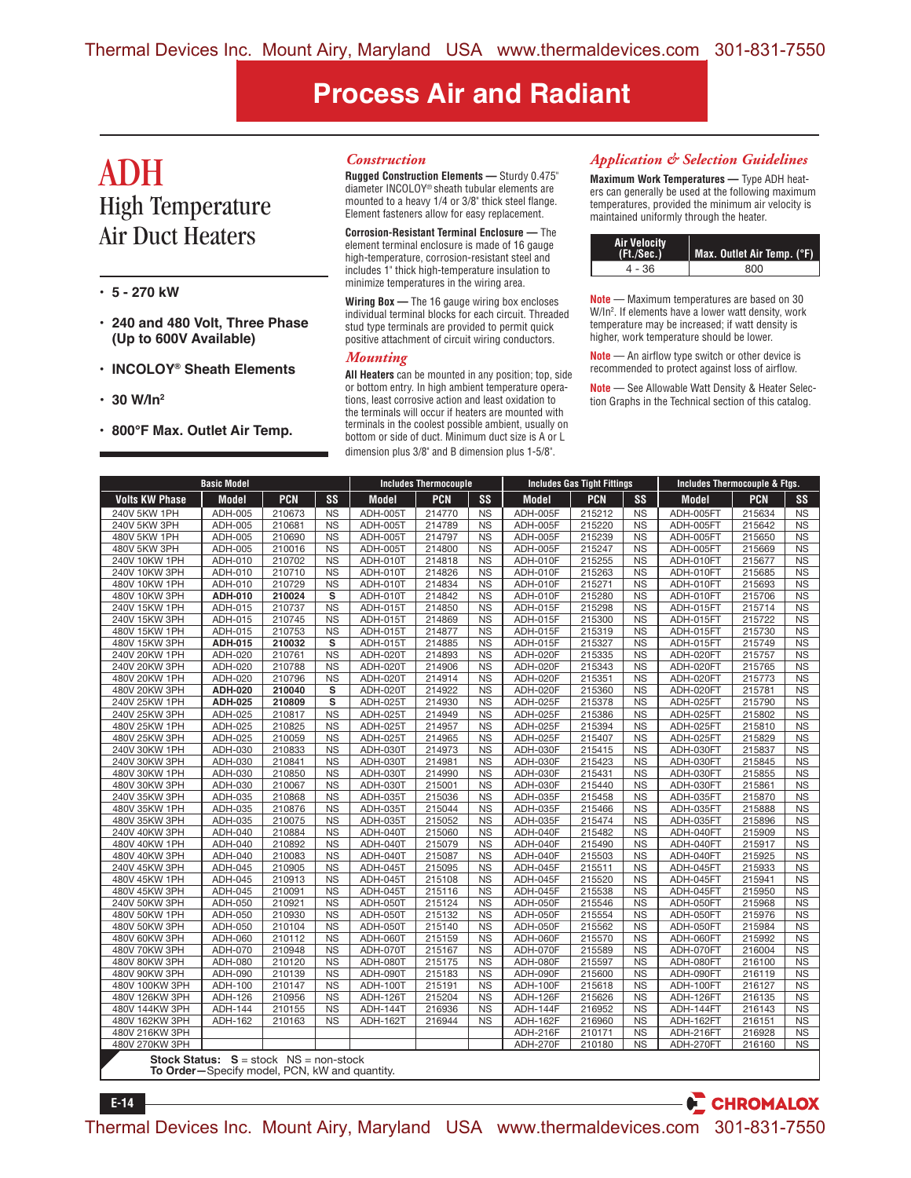# Process Air and Radiant

## ADH

### High Temperature Air Duct Heaters

- **5 - 270 kW**
- **240 and 480 Volt, Three Phase (Up to 600V Available)**
- **INCOLOY® Sheath Elements**
- **30 W/In²**
- **800°F Max. Outlet Air Temp.**

### *Construction*

**Rugged Construction Elements —** Sturdy 0.475" diameter INCOLOY® sheath tubular elements are mounted to a heavy 1/4 or 3/8" thick steel flange. Element fasteners allow for easy replacement.

**Corrosion-Resistant Terminal Enclosure —** The element terminal enclosure is made of 16 gauge high-temperature, corrosion-resistant steel and includes 1" thick high-temperature insulation to minimize temperatures in the wiring area.

**Wiring Box —** The 16 gauge wiring box encloses individual terminal blocks for each circuit. Threaded stud type terminals are provided to permit quick positive attachment of circuit wiring conductors.

### *Mounting*

**All Heaters** can be mounted in any position; top, side or bottom entry. In high ambient temperature operations, least corrosive action and least oxidation to the terminals will occur if heaters are mounted with terminals in the coolest possible ambient, usually on bottom or side of duct. Minimum duct size is A or L dimension plus 3/8" and B dimension plus 1-5/8".

### *Application & Selection Guidelines*

**Maximum Work Temperatures —** Type ADH heaters can generally be used at the following maximum temperatures, provided the minimum air velocity is maintained uniformly through the heater.

| Air Velocity (Ft./Sec.) | Max. Outlet Air Temp. (°F) |
|---|---|
| 4 - 36 | 800 |

**Note** — Maximum temperatures are based on 30 W/In². If elements have a lower watt density, work temperature may be increased; if watt density is higher, work temperature should be lower.

**Note** — An airflow type switch or other device is recommended to protect against loss of airflow.

**Note** — See Allowable Watt Density & Heater Selection Graphs in the Technical section of this catalog.

| Basic Model | | | | Includes Thermocouple | | | Includes Gas Tight Fittings | | | Includes Thermocouple & Ftgs. | | |
|---|---|---|---|---|---|---|---|---|---|---|---|---|
| Volts KW Phase | Model | PCN | SS | Model | PCN | SS | Model | PCN | SS | Model | PCN | SS |
| 240V 5KW 1PH | ADH-005 | 210673 | NS | ADH-005T | 214770 | NS | ADH-005F | 215212 | NS | ADH-005FT | 215634 | NS |
| 240V 5KW 3PH | ADH-005 | 210681 | NS | ADH-005T | 214789 | NS | ADH-005F | 215220 | NS | ADH-005FT | 215642 | NS |
| 480V 5KW 1PH | ADH-005 | 210690 | NS | ADH-005T | 214797 | NS | ADH-005F | 215239 | NS | ADH-005FT | 215650 | NS |
| 480V 5KW 3PH | ADH-005 | 210016 | NS | ADH-005T | 214800 | NS | ADH-005F | 215247 | NS | ADH-005FT | 215669 | NS |
| 240V 10KW 1PH | ADH-010 | 210702 | NS | ADH-010T | 214818 | NS | ADH-010F | 215255 | NS | ADH-010FT | 215677 | NS |
| 240V 10KW 3PH | ADH-010 | 210710 | NS | ADH-010T | 214826 | NS | ADH-010F | 215263 | NS | ADH-010FT | 215685 | NS |
| 480V 10KW 1PH | ADH-010 | 210729 | NS | ADH-010T | 214834 | NS | ADH-010F | 215271 | NS | ADH-010FT | 215693 | NS |
| 480V 10KW 3PH | **ADH-010** | **210024** | **S** | ADH-010T | 214842 | NS | ADH-010F | 215280 | NS | ADH-010FT | 215706 | NS |
| 240V 15KW 1PH | ADH-015 | 210737 | NS | ADH-015T | 214850 | NS | ADH-015F | 215298 | NS | ADH-015FT | 215714 | NS |
| 240V 15KW 3PH | ADH-015 | 210745 | NS | ADH-015T | 214869 | NS | ADH-015F | 215300 | NS | ADH-015FT | 215722 | NS |
| 480V 15KW 1PH | ADH-015 | 210753 | NS | ADH-015T | 214877 | NS | ADH-015F | 215319 | NS | ADH-015FT | 215730 | NS |
| 480V 15KW 3PH | **ADH-015** | **210032** | **S** | ADH-015T | 214885 | NS | ADH-015F | 215327 | NS | ADH-015FT | 215749 | NS |
| 240V 20KW 1PH | ADH-020 | 210761 | NS | ADH-020T | 214893 | NS | ADH-020F | 215335 | NS | ADH-020FT | 215757 | NS |
| 240V 20KW 3PH | ADH-020 | 210788 | NS | ADH-020T | 214906 | NS | ADH-020F | 215343 | NS | ADH-020FT | 215765 | NS |
| 480V 20KW 1PH | ADH-020 | 210796 | NS | ADH-020T | 214914 | NS | ADH-020F | 215351 | NS | ADH-020FT | 215773 | NS |
| 480V 20KW 3PH | **ADH-020** | **210040** | **S** | ADH-020T | 214922 | NS | ADH-020F | 215360 | NS | ADH-020FT | 215781 | NS |
| 240V 25KW 1PH | **ADH-025** | **210809** | **S** | ADH-025T | 214930 | NS | ADH-025F | 215378 | NS | ADH-025FT | 215790 | NS |
| 240V 25KW 3PH | ADH-025 | 210817 | NS | ADH-025T | 214949 | NS | ADH-025F | 215386 | NS | ADH-025FT | 215802 | NS |
| 480V 25KW 1PH | ADH-025 | 210825 | NS | ADH-025T | 214957 | NS | ADH-025F | 215394 | NS | ADH-025FT | 215810 | NS |
| 480V 25KW 3PH | ADH-025 | 210059 | NS | ADH-025T | 214965 | NS | ADH-025F | 215407 | NS | ADH-025FT | 215829 | NS |
| 240V 30KW 1PH | ADH-030 | 210833 | NS | ADH-030T | 214973 | NS | ADH-030F | 215415 | NS | ADH-030FT | 215837 | NS |
| 240V 30KW 3PH | ADH-030 | 210841 | NS | ADH-030T | 214981 | NS | ADH-030F | 215423 | NS | ADH-030FT | 215845 | NS |
| 480V 30KW 1PH | ADH-030 | 210850 | NS | ADH-030T | 214990 | NS | ADH-030F | 215431 | NS | ADH-030FT | 215855 | NS |
| 480V 30KW 3PH | ADH-030 | 210067 | NS | ADH-030T | 215001 | NS | ADH-030F | 215440 | NS | ADH-030FT | 215861 | NS |
| 240V 35KW 3PH | ADH-035 | 210868 | NS | ADH-035T | 215036 | NS | ADH-035F | 215458 | NS | ADH-035FT | 215870 | NS |
| 480V 35KW 1PH | ADH-035 | 210876 | NS | ADH-035T | 215044 | NS | ADH-035F | 215466 | NS | ADH-035FT | 215888 | NS |
| 480V 35KW 3PH | ADH-035 | 210075 | NS | ADH-035T | 215052 | NS | ADH-035F | 215474 | NS | ADH-035FT | 215896 | NS |
| 240V 40KW 3PH | ADH-040 | 210884 | NS | ADH-040T | 215060 | NS | ADH-040F | 215482 | NS | ADH-040FT | 215909 | NS |
| 480V 40KW 1PH | ADH-040 | 210892 | NS | ADH-040T | 215079 | NS | ADH-040F | 215490 | NS | ADH-040FT | 215917 | NS |
| 480V 40KW 3PH | ADH-040 | 210083 | NS | ADH-040T | 215087 | NS | ADH-040F | 215503 | NS | ADH-040FT | 215925 | NS |
| 240V 45KW 3PH | ADH-045 | 210905 | NS | ADH-045T | 215095 | NS | ADH-045F | 215511 | NS | ADH-045FT | 215933 | NS |
| 480V 45KW 1PH | ADH-045 | 210913 | NS | ADH-045T | 215108 | NS | ADH-045F | 215520 | NS | ADH-045FT | 215941 | NS |
| 480V 45KW 3PH | ADH-045 | 210091 | NS | ADH-045T | 215116 | NS | ADH-045F | 215538 | NS | ADH-045FT | 215950 | NS |
| 240V 50KW 3PH | ADH-050 | 210921 | NS | ADH-050T | 215124 | NS | ADH-050F | 215546 | NS | ADH-050FT | 215968 | NS |
| 480V 50KW 1PH | ADH-050 | 210930 | NS | ADH-050T | 215132 | NS | ADH-050F | 215554 | NS | ADH-050FT | 215976 | NS |
| 480V 50KW 3PH | ADH-050 | 210104 | NS | ADH-050T | 215140 | NS | ADH-050F | 215562 | NS | ADH-050FT | 215984 | NS |
| 480V 60KW 3PH | ADH-060 | 210112 | NS | ADH-060T | 215159 | NS | ADH-060F | 215570 | NS | ADH-060FT | 215992 | NS |
| 480V 70KW 3PH | ADH-070 | 210948 | NS | ADH-070T | 215167 | NS | ADH-070F | 215589 | NS | ADH-070FT | 216004 | NS |
| 480V 80KW 3PH | ADH-080 | 210120 | NS | ADH-080T | 215175 | NS | ADH-080F | 215597 | NS | ADH-080FT | 216100 | NS |
| 480V 90KW 3PH | ADH-090 | 210139 | NS | ADH-090T | 215183 | NS | ADH-090F | 215600 | NS | ADH-090FT | 216119 | NS |
| 480V 100KW 3PH | ADH-100 | 210147 | NS | ADH-100T | 215191 | NS | ADH-100F | 215618 | NS | ADH-100FT | 216127 | NS |
| 480V 126KW 3PH | ADH-126 | 210956 | NS | ADH-126T | 215204 | NS | ADH-126F | 215626 | NS | ADH-126FT | 216135 | NS |
| 480V 144KW 3PH | ADH-144 | 210155 | NS | ADH-144T | 216936 | NS | ADH-144F | 216952 | NS | ADH-144FT | 216143 | NS |
| 480V 162KW 3PH | ADH-162 | 210163 | NS | ADH-162T | 216944 | NS | ADH-162F | 216960 | NS | ADH-162FT | 216151 | NS |
| 480V 216KW 3PH | | | | | | | ADH-216F | 210171 | NS | ADH-216FT | 216928 | NS |
| 480V 270KW 3PH | | | | | | | ADH-270F | 210180 | NS | ADH-270FT | 216160 | NS |

**Stock Status: S** = stock NS = non-stock
**To Order—**Specify model, PCN, kW and quantity.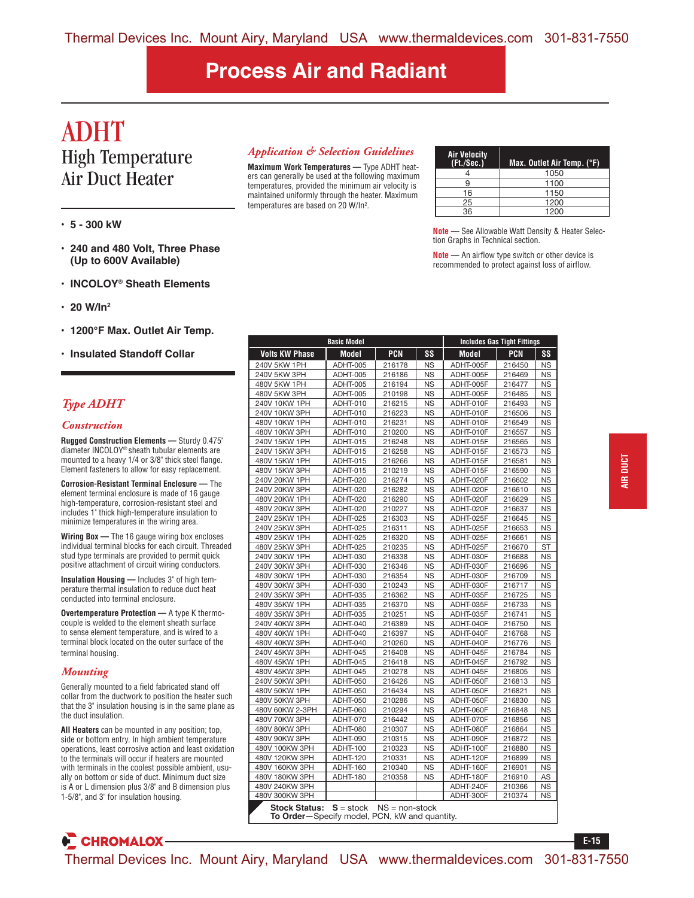# Process Air and Radiant

# ADHT

## High Temperature Air Duct Heater

- 5 - 300 kW
- 240 and 480 Volt, Three Phase (Up to 600V Available)
- INCOLOY® Sheath Elements
- 20 W/In²
- 1200°F Max. Outlet Air Temp.
- Insulated Standoff Collar

### *Type ADHT*

#### *Construction*

**Rugged Construction Elements —** Sturdy 0.475" diameter INCOLOY® sheath tubular elements are mounted to a heavy 1/4 or 3/8" thick steel flange. Element fasteners to allow for easy replacement.

**Corrosion-Resistant Terminal Enclosure —** The element terminal enclosure is made of 16 gauge high-temperature, corrosion-resistant steel and includes 1" thick high-temperature insulation to minimize temperatures in the wiring area.

**Wiring Box —** The 16 gauge wiring box encloses individual terminal blocks for each circuit. Threaded stud type terminals are provided to permit quick positive attachment of circuit wiring conductors.

**Insulation Housing —** Includes 3" of high temperature thermal insulation to reduce duct heat conducted into terminal enclosure.

**Overtemperature Protection —** A type K thermocouple is welded to the element sheath surface to sense element temperature, and is wired to a terminal block located on the outer surface of the terminal housing.

#### *Mounting*

Generally mounted to a field fabricated stand off collar from the ductwork to position the heater such that the 3" insulation housing is in the same plane as the duct insulation.

**All Heaters** can be mounted in any position; top, side or bottom entry. In high ambient temperature operations, least corrosive action and least oxidation to the terminals will occur if heaters are mounted with terminals in the coolest possible ambient, usually on bottom or side of duct. Minimum duct size is A or L dimension plus 3/8" and B dimension plus 1-5/8", and 3" for insulation housing.

### *Application & Selection Guidelines*

**Maximum Work Temperatures —** Type ADHT heaters can generally be used at the following maximum temperatures, provided the minimum air velocity is maintained uniformly through the heater. Maximum temperatures are based on 20 W/In².

| Air Velocity (Ft./Sec.) | Max. Outlet Air Temp. (°F) |
|---|---|
| 4 | 1050 |
| 9 | 1100 |
| 16 | 1150 |
| 25 | 1200 |
| 36 | 1200 |

**Note** — See Allowable Watt Density & Heater Selection Graphs in Technical section.

**Note** — An airflow type switch or other device is recommended to protect against loss of airflow.

| | Basic Model | | | Includes Gas Tight Fittings | | |
|---|---|---|---|---|---|---|
| **Volts KW Phase** | **Model** | **PCN** | **SS** | **Model** | **PCN** | **SS** |
| 240V 5KW 1PH | ADHT-005 | 216178 | NS | ADHT-005F | 216450 | NS |
| 240V 5KW 3PH | ADHT-005 | 216186 | NS | ADHT-005F | 216469 | NS |
| 480V 5KW 1PH | ADHT-005 | 216194 | NS | ADHT-005F | 216477 | NS |
| 480V 5KW 3PH | ADHT-005 | 210198 | NS | ADHT-005F | 216485 | NS |
| 240V 10KW 1PH | ADHT-010 | 216215 | NS | ADHT-010F | 216493 | NS |
| 240V 10KW 3PH | ADHT-010 | 216223 | NS | ADHT-010F | 216506 | NS |
| 480V 10KW 1PH | ADHT-010 | 216231 | NS | ADHT-010F | 216549 | NS |
| 480V 10KW 3PH | ADHT-010 | 210200 | NS | ADHT-010F | 216557 | NS |
| 240V 15KW 1PH | ADHT-015 | 216248 | NS | ADHT-015F | 216565 | NS |
| 240V 15KW 3PH | ADHT-015 | 216258 | NS | ADHT-015F | 216573 | NS |
| 480V 15KW 1PH | ADHT-015 | 216266 | NS | ADHT-015F | 216581 | NS |
| 480V 15KW 3PH | ADHT-015 | 210219 | NS | ADHT-015F | 216590 | NS |
| 240V 20KW 1PH | ADHT-020 | 216274 | NS | ADHT-020F | 216602 | NS |
| 240V 20KW 3PH | ADHT-020 | 216282 | NS | ADHT-020F | 216610 | NS |
| 480V 20KW 1PH | ADHT-020 | 216290 | NS | ADHT-020F | 216629 | NS |
| 480V 20KW 3PH | ADHT-020 | 210227 | NS | ADHT-020F | 216637 | NS |
| 240V 25KW 1PH | ADHT-025 | 216303 | NS | ADHT-025F | 216645 | NS |
| 240V 25KW 3PH | ADHT-025 | 216311 | NS | ADHT-025F | 216653 | NS |
| 480V 25KW 1PH | ADHT-025 | 216320 | NS | ADHT-025F | 216661 | NS |
| 480V 25KW 3PH | ADHT-025 | 210235 | NS | ADHT-025F | 216670 | ST |
| 240V 30KW 1PH | ADHT-030 | 216338 | NS | ADHT-030F | 216688 | NS |
| 240V 30KW 3PH | ADHT-030 | 216346 | NS | ADHT-030F | 216696 | NS |
| 480V 30KW 1PH | ADHT-030 | 216354 | NS | ADHT-030F | 216709 | NS |
| 480V 30KW 3PH | ADHT-030 | 210243 | NS | ADHT-030F | 216717 | NS |
| 240V 35KW 3PH | ADHT-035 | 216362 | NS | ADHT-035F | 216725 | NS |
| 480V 35KW 1PH | ADHT-035 | 216370 | NS | ADHT-035F | 216733 | NS |
| 480V 35KW 3PH | ADHT-035 | 210251 | NS | ADHT-035F | 216741 | NS |
| 240V 40KW 3PH | ADHT-040 | 216389 | NS | ADHT-040F | 216750 | NS |
| 480V 40KW 1PH | ADHT-040 | 216397 | NS | ADHT-040F | 216768 | NS |
| 480V 40KW 3PH | ADHT-040 | 210260 | NS | ADHT-040F | 216776 | NS |
| 240V 45KW 3PH | ADHT-045 | 216408 | NS | ADHT-045F | 216784 | NS |
| 480V 45KW 1PH | ADHT-045 | 216418 | NS | ADHT-045F | 216792 | NS |
| 480V 45KW 3PH | ADHT-045 | 210278 | NS | ADHT-045F | 216805 | NS |
| 240V 50KW 3PH | ADHT-050 | 216426 | NS | ADHT-050F | 216813 | NS |
| 480V 50KW 1PH | ADHT-050 | 216434 | NS | ADHT-050F | 216821 | NS |
| 480V 50KW 3PH | ADHT-050 | 210286 | NS | ADHT-050F | 216830 | NS |
| 480V 60KW 2-3PH | ADHT-060 | 210294 | NS | ADHT-060F | 216848 | NS |
| 480V 70KW 3PH | ADHT-070 | 216442 | NS | ADHT-070F | 216856 | NS |
| 480V 80KW 3PH | ADHT-080 | 210307 | NS | ADHT-080F | 216864 | NS |
| 480V 90KW 3PH | ADHT-090 | 210315 | NS | ADHT-090F | 216872 | NS |
| 480V 100KW 3PH | ADHT-100 | 210323 | NS | ADHT-100F | 216880 | NS |
| 480V 120KW 3PH | ADHT-120 | 210331 | NS | ADHT-120F | 216899 | NS |
| 480V 160KW 3PH | ADHT-160 | 210340 | NS | ADHT-160F | 216901 | NS |
| 480V 180KW 3PH | ADHT-180 | 210358 | NS | ADHT-180F | 216910 | AS |
| 480V 240KW 3PH | | | | ADHT-240F | 210366 | NS |
| 480V 300KW 3PH | | | | ADHT-300F | 210374 | NS |

**Stock Status:** **S** = stock NS = non-stock
**To Order—**Specify model, PCN, kW and quantity.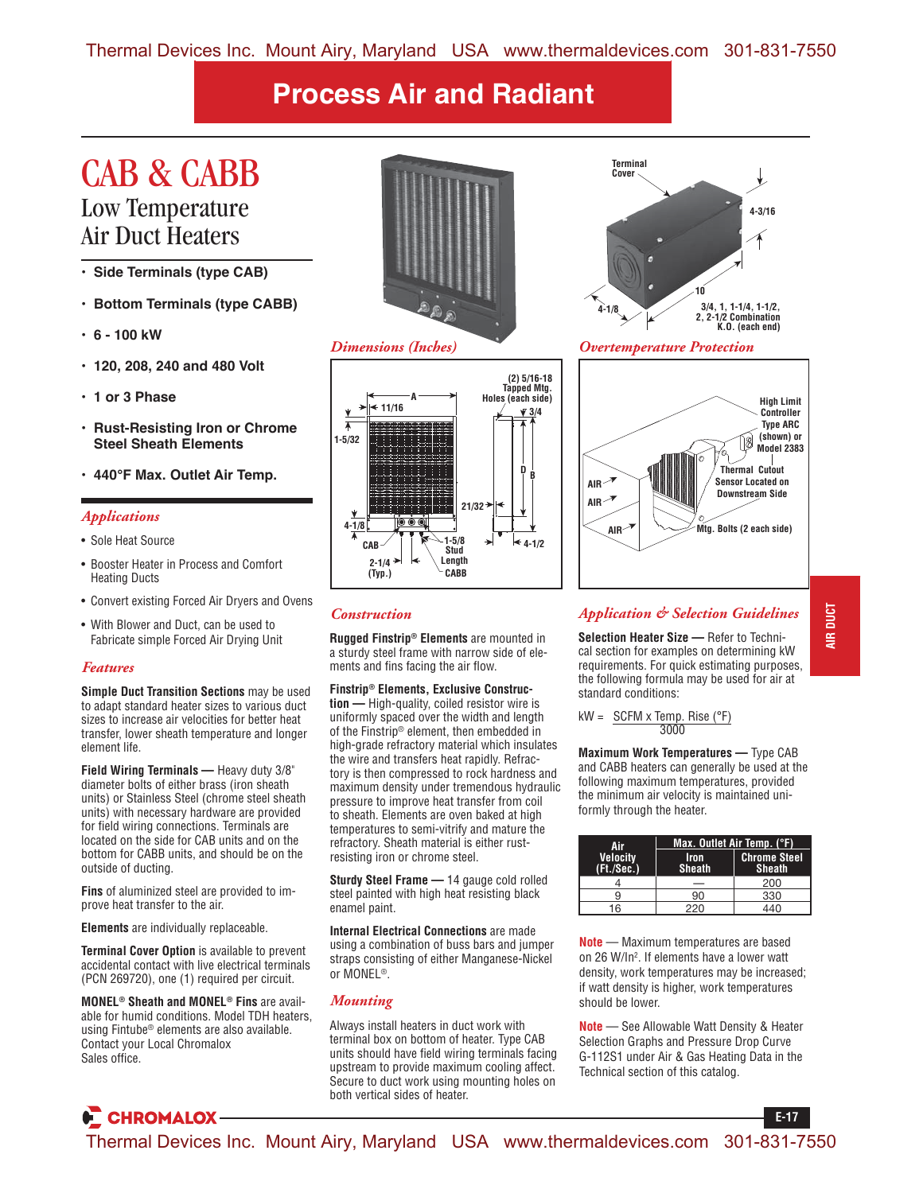# Process Air and Radiant

# CAB & CABB

## Low Temperature Air Duct Heaters

- **Side Terminals (type CAB)**
- **Bottom Terminals (type CABB)**
- **6 - 100 kW**
- **120, 208, 240 and 480 Volt**
- **1 or 3 Phase**
- **Rust-Resisting Iron or Chrome Steel Sheath Elements**
- **440°F Max. Outlet Air Temp.**

### *Applications*

- Sole Heat Source
- Booster Heater in Process and Comfort Heating Ducts
- Convert existing Forced Air Dryers and Ovens
- With Blower and Duct, can be used to Fabricate simple Forced Air Drying Unit

### *Features*

**Simple Duct Transition Sections** may be used to adapt standard heater sizes to various duct sizes to increase air velocities for better heat transfer, lower sheath temperature and longer element life.

**Field Wiring Terminals —** Heavy duty 3/8" diameter bolts of either brass (iron sheath units) or Stainless Steel (chrome steel sheath units) with necessary hardware are provided for field wiring connections. Terminals are located on the side for CAB units and on the bottom for CABB units, and should be on the outside of ducting.

**Fins** of aluminized steel are provided to improve heat transfer to the air.

**Elements** are individually replaceable.

**Terminal Cover Option** is available to prevent accidental contact with live electrical terminals (PCN 269720), one (1) required per circuit.

**MONEL® Sheath and MONEL® Fins** are available for humid conditions. Model TDH heaters, using Fintube® elements are also available. Contact your Local Chromalox Sales office.

### *Dimensions (Inches)*

(2) 5/16-18 Tapped Mtg. Holes (each side); A; 11/16; 3/4; 1-5/32; D; B; 21/32; 4-1/8; CAB; 1-5/8 Stud Length; 4-1/2; 2-1/4 (Typ.); CABB

### *Overtemperature Protection*

Terminal Cover; 4-3/16; 10; 4-1/8; 3/4, 1, 1-1/4, 1-1/2, 2, 2-1/2 Combination K.O. (each end)

High Limit Controller Type ARC (shown) or Model 2383; Thermal Cutout Sensor Located on Downstream Side; AIR; AIR; AIR; Mtg. Bolts (2 each side)

### *Construction*

**Rugged Finstrip® Elements** are mounted in a sturdy steel frame with narrow side of elements and fins facing the air flow.

**Finstrip® Elements, Exclusive Construction —** High-quality, coiled resistor wire is uniformly spaced over the width and length of the Finstrip® element, then embedded in high-grade refractory material which insulates the wire and transfers heat rapidly. Refractory is then compressed to rock hardness and maximum density under tremendous hydraulic pressure to improve heat transfer from coil to sheath. Elements are oven baked at high temperatures to semi-vitrify and mature the refractory. Sheath material is either rust-resisting iron or chrome steel.

**Sturdy Steel Frame —** 14 gauge cold rolled steel painted with high heat resisting black enamel paint.

**Internal Electrical Connections** are made using a combination of buss bars and jumper straps consisting of either Manganese-Nickel or MONEL®.

### *Mounting*

Always install heaters in duct work with terminal box on bottom of heater. Type CAB units should have field wiring terminals facing upstream to provide maximum cooling affect. Secure to duct work using mounting holes on both vertical sides of heater.

### *Application & Selection Guidelines*

**Selection Heater Size —** Refer to Technical section for examples on determining kW requirements. For quick estimating purposes, the following formula may be used for air at standard conditions:

$$kW = \frac{SCFM \times Temp.\ Rise\ (°F)}{3000}$$

**Maximum Work Temperatures —** Type CAB and CABB heaters can generally be used at the following maximum temperatures, provided the minimum air velocity is maintained uniformly through the heater.

| Air Velocity (Ft./Sec.) | Max. Outlet Air Temp. (°F) | |
|---|---|---|
| | Iron Sheath | Chrome Steel Sheath |
| 4 | — | 200 |
| 9 | 90 | 330 |
| 16 | 220 | 440 |

**Note** — Maximum temperatures are based on 26 W/In². If elements have a lower watt density, work temperatures may be increased; if watt density is higher, work temperatures should be lower.

**Note** — See Allowable Watt Density & Heater Selection Graphs and Pressure Drop Curve G-112S1 under Air & Gas Heating Data in the Technical section of this catalog.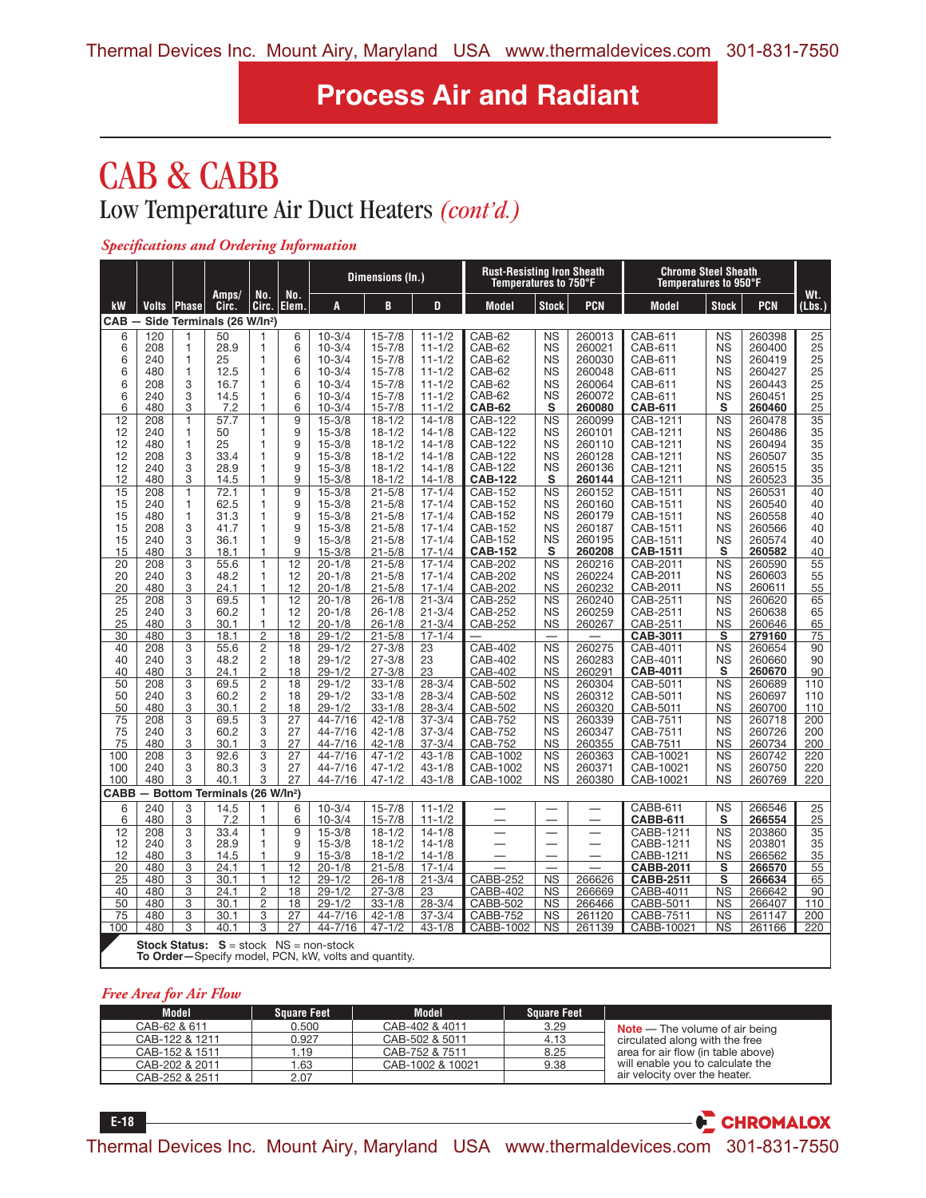## Process Air and Radiant

# CAB & CABB

## Low Temperature Air Duct Heaters *(cont'd.)*

### *Specifications and Ordering Information*

| kW | Volts | Phase | Amps/ Circ. | No. Circ. | No. Elem. | Dimensions (In.) A | B | D | Rust-Resisting Iron Sheath Temperatures to 750°F Model | Stock | PCN | Chrome Steel Sheath Temperatures to 950°F Model | Stock | PCN | Wt. (Lbs.) |
|---|---|---|---|---|---|---|---|---|---|---|---|---|---|---|---|
| **CAB — Side Terminals (26 W/In²)** | | | | | | | | | | | | | | | |
| 6 | 120 | 1 | 50 | 1 | 6 | 10-3/4 | 15-7/8 | 11-1/2 | CAB-62 | NS | 260013 | CAB-611 | NS | 260398 | 25 |
| 6 | 208 | 1 | 28.9 | 1 | 6 | 10-3/4 | 15-7/8 | 11-1/2 | CAB-62 | NS | 260021 | CAB-611 | NS | 260400 | 25 |
| 6 | 240 | 1 | 25 | 1 | 6 | 10-3/4 | 15-7/8 | 11-1/2 | CAB-62 | NS | 260030 | CAB-611 | NS | 260419 | 25 |
| 6 | 480 | 1 | 12.5 | 1 | 6 | 10-3/4 | 15-7/8 | 11-1/2 | CAB-62 | NS | 260048 | CAB-611 | NS | 260427 | 25 |
| 6 | 208 | 3 | 16.7 | 1 | 6 | 10-3/4 | 15-7/8 | 11-1/2 | CAB-62 | NS | 260064 | CAB-611 | NS | 260443 | 25 |
| 6 | 240 | 3 | 14.5 | 1 | 6 | 10-3/4 | 15-7/8 | 11-1/2 | CAB-62 | NS | 260072 | CAB-611 | NS | 260451 | 25 |
| 6 | 480 | 3 | 7.2 | 1 | 6 | 10-3/4 | 15-7/8 | 11-1/2 | **CAB-62** | **S** | **260080** | **CAB-611** | **S** | **260460** | 25 |
| 12 | 208 | 1 | 57.7 | 1 | 9 | 15-3/8 | 18-1/2 | 14-1/8 | CAB-122 | NS | 260099 | CAB-1211 | NS | 260478 | 35 |
| 12 | 240 | 1 | 50 | 1 | 9 | 15-3/8 | 18-1/2 | 14-1/8 | CAB-122 | NS | 260101 | CAB-1211 | NS | 260486 | 35 |
| 12 | 480 | 1 | 25 | 1 | 9 | 15-3/8 | 18-1/2 | 14-1/8 | CAB-122 | NS | 260110 | CAB-1211 | NS | 260494 | 35 |
| 12 | 208 | 3 | 33.4 | 1 | 9 | 15-3/8 | 18-1/2 | 14-1/8 | CAB-122 | NS | 260128 | CAB-1211 | NS | 260507 | 35 |
| 12 | 240 | 3 | 28.9 | 1 | 9 | 15-3/8 | 18-1/2 | 14-1/8 | CAB-122 | NS | 260136 | CAB-1211 | NS | 260515 | 35 |
| 12 | 480 | 3 | 14.5 | 1 | 9 | 15-3/8 | 18-1/2 | 14-1/8 | **CAB-122** | **S** | **260144** | CAB-1211 | NS | 260523 | 35 |
| 15 | 208 | 1 | 72.1 | 1 | 9 | 15-3/8 | 21-5/8 | 17-1/4 | CAB-152 | NS | 260152 | CAB-1511 | NS | 260531 | 40 |
| 15 | 240 | 1 | 62.5 | 1 | 9 | 15-3/8 | 21-5/8 | 17-1/4 | CAB-152 | NS | 260160 | CAB-1511 | NS | 260540 | 40 |
| 15 | 480 | 1 | 31.3 | 1 | 9 | 15-3/8 | 21-5/8 | 17-1/4 | CAB-152 | NS | 260179 | CAB-1511 | NS | 260558 | 40 |
| 15 | 208 | 3 | 41.7 | 1 | 9 | 15-3/8 | 21-5/8 | 17-1/4 | CAB-152 | NS | 260187 | CAB-1511 | NS | 260566 | 40 |
| 15 | 240 | 3 | 36.1 | 1 | 9 | 15-3/8 | 21-5/8 | 17-1/4 | CAB-152 | NS | 260195 | CAB-1511 | NS | 260574 | 40 |
| 15 | 480 | 3 | 18.1 | 1 | 9 | 15-3/8 | 21-5/8 | 17-1/4 | **CAB-152** | **S** | **260208** | **CAB-1511** | **S** | **260582** | 40 |
| 20 | 208 | 3 | 55.6 | 1 | 12 | 20-1/8 | 21-5/8 | 17-1/4 | CAB-202 | NS | 260216 | CAB-2011 | NS | 260590 | 55 |
| 20 | 240 | 3 | 48.2 | 1 | 12 | 20-1/8 | 21-5/8 | 17-1/4 | CAB-202 | NS | 260224 | CAB-2011 | NS | 260603 | 55 |
| 20 | 480 | 3 | 24.1 | 1 | 12 | 20-1/8 | 21-5/8 | 17-1/4 | CAB-202 | NS | 260232 | CAB-2011 | NS | 260611 | 55 |
| 25 | 208 | 3 | 69.5 | 1 | 12 | 20-1/8 | 26-1/8 | 21-3/4 | CAB-252 | NS | 260240 | CAB-2511 | NS | 260620 | 65 |
| 25 | 240 | 3 | 60.2 | 1 | 12 | 20-1/8 | 26-1/8 | 21-3/4 | CAB-252 | NS | 260259 | CAB-2511 | NS | 260638 | 65 |
| 25 | 480 | 3 | 30.1 | 1 | 12 | 20-1/8 | 26-1/8 | 21-3/4 | CAB-252 | NS | 260267 | CAB-2511 | NS | 260646 | 65 |
| 30 | 480 | 3 | 18.1 | 2 | 18 | 29-1/2 | 21-5/8 | 17-1/4 | — | — | — | **CAB-3011** | **S** | **279160** | 75 |
| 40 | 208 | 3 | 55.6 | 2 | 18 | 29-1/2 | 27-3/8 | 23 | CAB-402 | NS | 260275 | CAB-4011 | NS | 260654 | 90 |
| 40 | 240 | 3 | 48.2 | 2 | 18 | 29-1/2 | 27-3/8 | 23 | CAB-402 | NS | 260283 | CAB-4011 | NS | 260660 | 90 |
| 40 | 480 | 3 | 24.1 | 2 | 18 | 29-1/2 | 27-3/8 | 23 | CAB-402 | NS | 260291 | **CAB-4011** | **S** | **260670** | 90 |
| 50 | 208 | 3 | 69.5 | 2 | 18 | 29-1/2 | 33-1/8 | 28-3/4 | CAB-502 | NS | 260304 | CAB-5011 | NS | 260689 | 110 |
| 50 | 240 | 3 | 60.2 | 2 | 18 | 29-1/2 | 33-1/8 | 28-3/4 | CAB-502 | NS | 260312 | CAB-5011 | NS | 260697 | 110 |
| 50 | 480 | 3 | 30.1 | 2 | 18 | 29-1/2 | 33-1/8 | 28-3/4 | CAB-502 | NS | 260320 | CAB-5011 | NS | 260700 | 110 |
| 75 | 208 | 3 | 69.5 | 3 | 27 | 44-7/16 | 42-1/8 | 37-3/4 | CAB-752 | NS | 260339 | CAB-7511 | NS | 260718 | 200 |
| 75 | 240 | 3 | 60.2 | 3 | 27 | 44-7/16 | 42-1/8 | 37-3/4 | CAB-752 | NS | 260347 | CAB-7511 | NS | 260726 | 200 |
| 75 | 480 | 3 | 30.1 | 3 | 27 | 44-7/16 | 42-1/8 | 37-3/4 | CAB-752 | NS | 260355 | CAB-7511 | NS | 260734 | 200 |
| 100 | 208 | 3 | 92.6 | 3 | 27 | 44-7/16 | 47-1/2 | 43-1/8 | CAB-1002 | NS | 260363 | CAB-10021 | NS | 260742 | 220 |
| 100 | 240 | 3 | 80.3 | 3 | 27 | 44-7/16 | 47-1/2 | 43-1/8 | CAB-1002 | NS | 260371 | CAB-10021 | NS | 260750 | 220 |
| 100 | 480 | 3 | 40.1 | 3 | 27 | 44-7/16 | 47-1/2 | 43-1/8 | CAB-1002 | NS | 260380 | CAB-10021 | NS | 260769 | 220 |
| **CABB — Bottom Terminals (26 W/In²)** | | | | | | | | | | | | | | | |
| 6 | 240 | 3 | 14.5 | 1 | 6 | 10-3/4 | 15-7/8 | 11-1/2 | — | — | — | CABB-611 | NS | 266546 | 25 |
| 6 | 480 | 3 | 7.2 | 1 | 6 | 10-3/4 | 15-7/8 | 11-1/2 | — | — | — | **CABB-611** | **S** | **266554** | 25 |
| 12 | 208 | 3 | 33.4 | 1 | 9 | 15-3/8 | 18-1/2 | 14-1/8 | — | — | — | CABB-1211 | NS | 203860 | 35 |
| 12 | 240 | 3 | 28.9 | 1 | 9 | 15-3/8 | 18-1/2 | 14-1/8 | — | — | — | CABB-1211 | NS | 203801 | 35 |
| 12 | 480 | 3 | 14.5 | 1 | 9 | 15-3/8 | 18-1/2 | 14-1/8 | — | — | — | CABB-1211 | NS | 266562 | 35 |
| 20 | 480 | 3 | 24.1 | 1 | 12 | 20-1/8 | 21-5/8 | 17-1/4 | — | — | — | **CABB-2011** | **S** | **266570** | 55 |
| 25 | 480 | 3 | 30.1 | 1 | 12 | 29-1/2 | 26-1/8 | 21-3/4 | CABB-252 | NS | 266626 | **CABB-2511** | **S** | **266634** | 65 |
| 40 | 480 | 3 | 24.1 | 2 | 18 | 29-1/2 | 27-3/8 | 23 | CABB-402 | NS | 266669 | CABB-4011 | NS | 266642 | 90 |
| 50 | 480 | 3 | 30.1 | 2 | 18 | 29-1/2 | 33-1/8 | 28-3/4 | CABB-502 | NS | 266466 | CABB-5011 | NS | 266407 | 110 |
| 75 | 480 | 3 | 30.1 | 3 | 27 | 44-7/16 | 42-1/8 | 37-3/4 | CABB-752 | NS | 261120 | CABB-7511 | NS | 261147 | 200 |
| 100 | 480 | 3 | 40.1 | 3 | 27 | 44-7/16 | 47-1/2 | 43-1/8 | CABB-1002 | NS | 261139 | CABB-10021 | NS | 261166 | 220 |

**Stock Status: S** = stock NS = non-stock
**To Order—**Specify model, PCN, kW, volts and quantity.

### *Free Area for Air Flow*

| Model | Square Feet | Model | Square Feet |
|---|---|---|---|
| CAB-62 & 611 | 0.500 | CAB-402 & 4011 | 3.29 |
| CAB-122 & 1211 | 0.927 | CAB-502 & 5011 | 4.13 |
| CAB-152 & 1511 | 1.19 | CAB-752 & 7511 | 8.25 |
| CAB-202 & 2011 | 1.63 | CAB-1002 & 10021 | 9.38 |
| CAB-252 & 2511 | 2.07 | | |

**Note** — The volume of air being circulated along with the free area for air flow (in table above) will enable you to calculate the air velocity over the heater.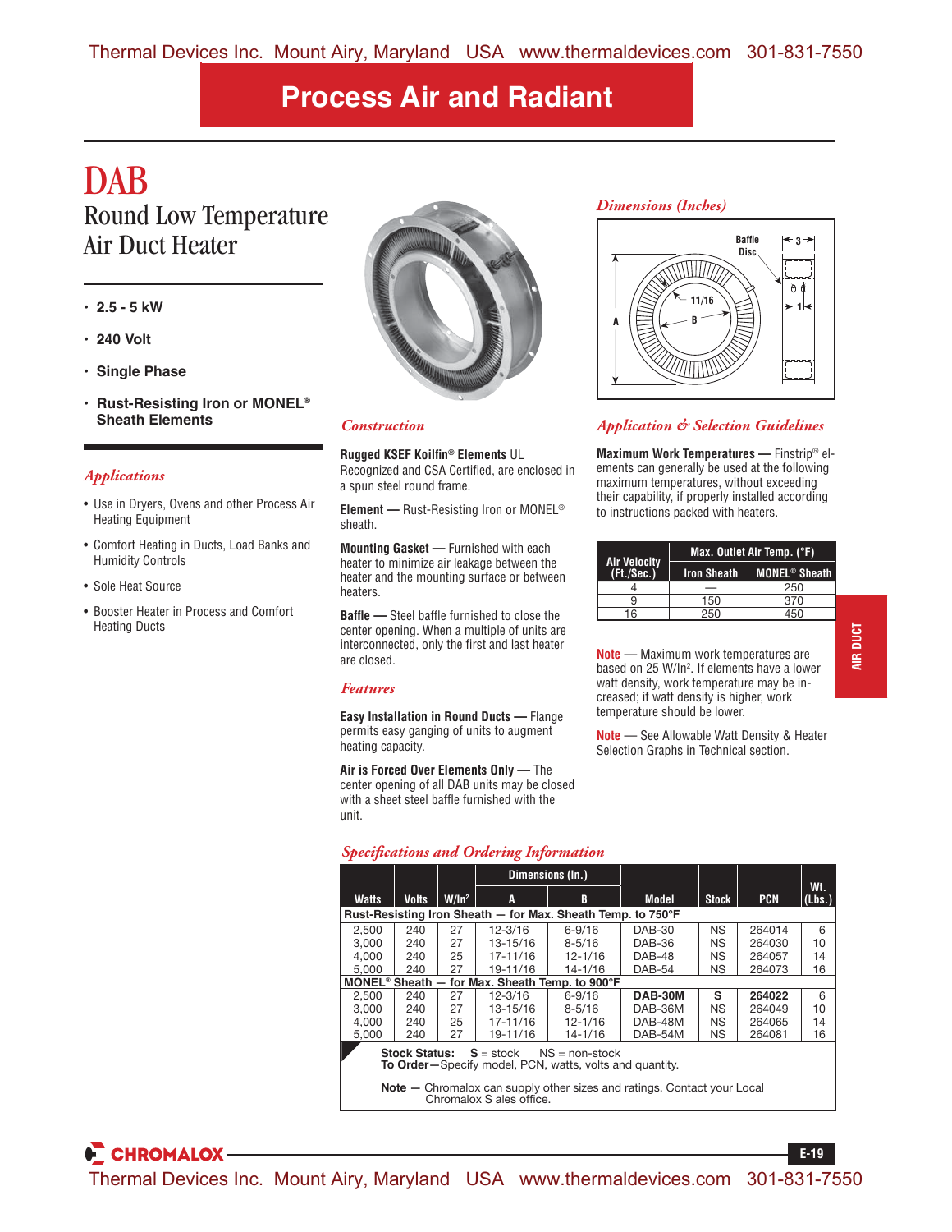# Process Air and Radiant

# DAB

## Round Low Temperature Air Duct Heater

- **2.5 - 5 kW**
- **240 Volt**
- **Single Phase**
- **Rust-Resisting Iron or MONEL® Sheath Elements**

### *Applications*

- Use in Dryers, Ovens and other Process Air Heating Equipment
- Comfort Heating in Ducts, Load Banks and Humidity Controls
- Sole Heat Source
- Booster Heater in Process and Comfort Heating Ducts

### *Construction*

**Rugged KSEF Koilfin® Elements** UL Recognized and CSA Certified, are enclosed in a spun steel round frame.

**Element —** Rust-Resisting Iron or MONEL® sheath.

**Mounting Gasket —** Furnished with each heater to minimize air leakage between the heater and the mounting surface or between heaters.

**Baffle —** Steel baffle furnished to close the center opening. When a multiple of units are interconnected, only the first and last heater are closed.

### *Features*

**Easy Installation in Round Ducts —** Flange permits easy ganging of units to augment heating capacity.

**Air is Forced Over Elements Only —** The center opening of all DAB units may be closed with a sheet steel baffle furnished with the unit.

### *Dimensions (Inches)*

Baffle Disc
3
1
11/16
A
B

### *Application & Selection Guidelines*

**Maximum Work Temperatures —** Finstrip® elements can generally be used at the following maximum temperatures, without exceeding their capability, if properly installed according to instructions packed with heaters.

| Air Velocity (Ft./Sec.) | Max. Outlet Air Temp. (°F) | |
|---|---|---|
| | Iron Sheath | MONEL® Sheath |
| 4 | — | 250 |
| 9 | 150 | 370 |
| 16 | 250 | 450 |

**Note** — Maximum work temperatures are based on 25 W/In². If elements have a lower watt density, work temperature may be increased; if watt density is higher, work temperature should be lower.

**Note** — See Allowable Watt Density & Heater Selection Graphs in Technical section.

### *Specifications and Ordering Information*

| Watts | Volts | W/In² | Dimensions (In.) A | Dimensions (In.) B | Model | Stock | PCN | Wt. (Lbs.) |
|---|---|---|---|---|---|---|---|---|
| **Rust-Resisting Iron Sheath — for Max. Sheath Temp. to 750°F** | | | | | | | | |
| 2,500 | 240 | 27 | 12-3/16 | 6-9/16 | DAB-30 | NS | 264014 | 6 |
| 3,000 | 240 | 27 | 13-15/16 | 8-5/16 | DAB-36 | NS | 264030 | 10 |
| 4,000 | 240 | 25 | 17-11/16 | 12-1/16 | DAB-48 | NS | 264057 | 14 |
| 5,000 | 240 | 27 | 19-11/16 | 14-1/16 | DAB-54 | NS | 264073 | 16 |
| **MONEL® Sheath — for Max. Sheath Temp. to 900°F** | | | | | | | | |
| 2,500 | 240 | 27 | 12-3/16 | 6-9/16 | **DAB-30M** | **S** | **264022** | 6 |
| 3,000 | 240 | 27 | 13-15/16 | 8-5/16 | DAB-36M | NS | 264049 | 10 |
| 4,000 | 240 | 25 | 17-11/16 | 12-1/16 | DAB-48M | NS | 264065 | 14 |
| 5,000 | 240 | 27 | 19-11/16 | 14-1/16 | DAB-54M | NS | 264081 | 16 |

**Stock Status:** **S** = stock NS = non-stock
**To Order—**Specify model, PCN, watts, volts and quantity.

**Note —** Chromalox can supply other sizes and ratings. Contact your Local Chromalox S ales office.